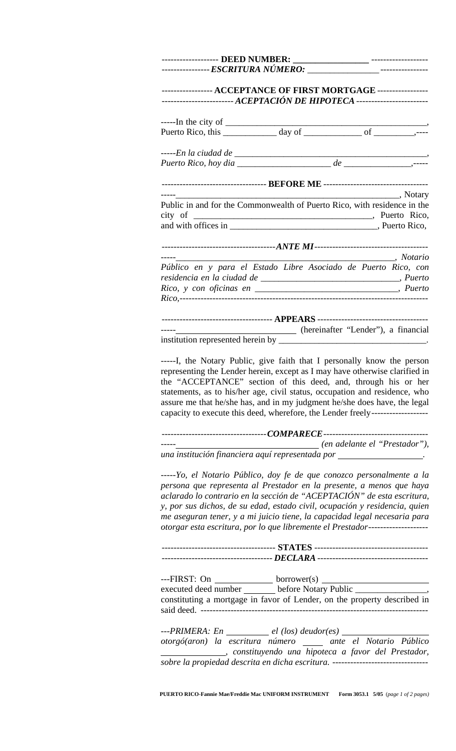------------------ **DEED NUMBER:** ________________ ------------------
--------------- ***ESCRITURA NÚMERO:*** ________________ ---------------

---------------- **ACCEPTANCE OF FIRST MORTGAGE** ----------------
----------------------- ***ACEPTACIÓN DE HIPOTECA*** -----------------------

-----In the city of ____________________________________________,
Puerto Rico, this ____________ day of _____________ of _________,----

*-----En la ciudad de __________________________________________,*
*Puerto Rico, hoy dia _____________________ de _______________,-----*

---------------------------------- **BEFORE ME** ----------------------------------
-----_________________________________________________, Notary Public in and for the Commonwealth of Puerto Rico, with residence in the city of _______________________________________, Puerto Rico, and with offices in ________________________________, Puerto Rico,

*------------------------------------**ANTE MI**------------------------------------*
*-----_________________________________________________, Notario Público en y para el Estado Libre Asociado de Puerto Rico, con residencia en la ciudad de ______________________________, Puerto Rico, y con oficinas en ______________________________, Puerto Rico,------------------------------------------------------------------------------*

------------------------------------ **APPEARS** ------------------------------------
-----____________________________ (hereinafter "Lender"), a financial institution represented herein by _________________________________.

-----I, the Notary Public, give faith that I personally know the person representing the Lender herein, except as I may have otherwise clarified in the "ACCEPTANCE" section of this deed, and, through his or her statements, as to his/her age, civil status, occupation and residence, who assure me that he/she has, and in my judgment he/she does have, the legal capacity to execute this deed, wherefore, the Lender freely-------------------

*----------------------------------**COMPARECE**----------------------------------*
*-----_________________________________ (en adelante el "Prestador"), una institución financiera aquí representada por ___________________.*

*-----Yo, el Notario Público, doy fe de que conozco personalmente a la persona que representa al Prestador en la presente, a menos que haya aclarado lo contrario en la sección de "ACEPTACIÓN" de esta escritura, y, por sus dichos, de su edad, estado civil, ocupación y residencia, quien me aseguran tener, y a mi juicio tiene, la capacidad legal necesaria para otorgar esta escritura, por lo que libremente el Prestador--------------------*

------------------------------------- **STATES** -------------------------------------
------------------------------------ ***DECLARA*** ------------------------------------

---FIRST: On _____________ borrower(s) ________________________ executed deed number _______ before Notary Public ________________, constituting a mortgage in favor of Lender, on the property described in said deed. ---------------------------------------------------------------------------

*---PRIMERA: En _________ el (los) deudor(es) ___________________ otorgó(aron) la escritura número _____ ante el Notario Público _______________, constituyendo una hipoteca a favor del Prestador, sobre la propiedad descrita en dicha escritura. --------------------------------*

**PUERTO RICO-Fannie Mae/Freddie Mac UNIFORM INSTRUMENT Form 3053.1 5/05**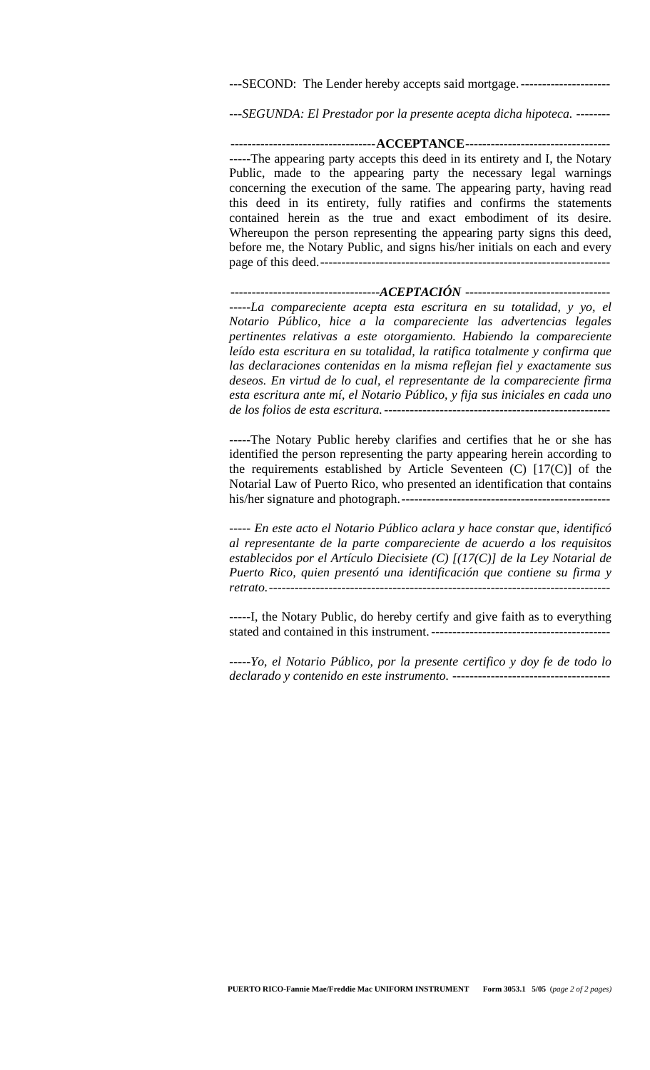---SECOND: The Lender hereby accepts said mortgage.---------------------

*---SEGUNDA: El Prestador por la presente acepta dicha hipoteca. --------*

----------------------------------**ACCEPTANCE**----------------------------------

-----The appearing party accepts this deed in its entirety and I, the Notary Public, made to the appearing party the necessary legal warnings concerning the execution of the same. The appearing party, having read this deed in its entirety, fully ratifies and confirms the statements contained herein as the true and exact embodiment of its desire. Whereupon the person representing the appearing party signs this deed, before me, the Notary Public, and signs his/her initials on each and every page of this deed.---------------------------------------------------------------------

*----------------------------------**ACEPTACIÓN** ----------------------------------*

*-----La compareciente acepta esta escritura en su totalidad, y yo, el Notario Público, hice a la compareciente las advertencias legales pertinentes relativas a este otorgamiento. Habiendo la compareciente leído esta escritura en su totalidad, la ratifica totalmente y confirma que las declaraciones contenidas en la misma reflejan fiel y exactamente sus deseos. En virtud de lo cual, el representante de la compareciente firma esta escritura ante mí, el Notario Público, y fija sus iniciales en cada uno de los folios de esta escritura.-----------------------------------------------------*

-----The Notary Public hereby clarifies and certifies that he or she has identified the person representing the party appearing herein according to the requirements established by Article Seventeen (C) [17(C)] of the Notarial Law of Puerto Rico, who presented an identification that contains his/her signature and photograph.-------------------------------------------------

*----- En este acto el Notario Público aclara y hace constar que, identificó al representante de la parte compareciente de acuerdo a los requisitos establecidos por el Artículo Diecisiete (C) [(17(C)] de la Ley Notarial de Puerto Rico, quien presentó una identificación que contiene su firma y retrato.-------------------------------------------------------------------------------*

-----I, the Notary Public, do hereby certify and give faith as to everything stated and contained in this instrument.------------------------------------------

*-----Yo, el Notario Público, por la presente certifico y doy fe de todo lo declarado y contenido en este instrumento. -------------------------------------*

**PUERTO RICO-Fannie Mae/Freddie Mac UNIFORM INSTRUMENT Form 3053.1 5/05**